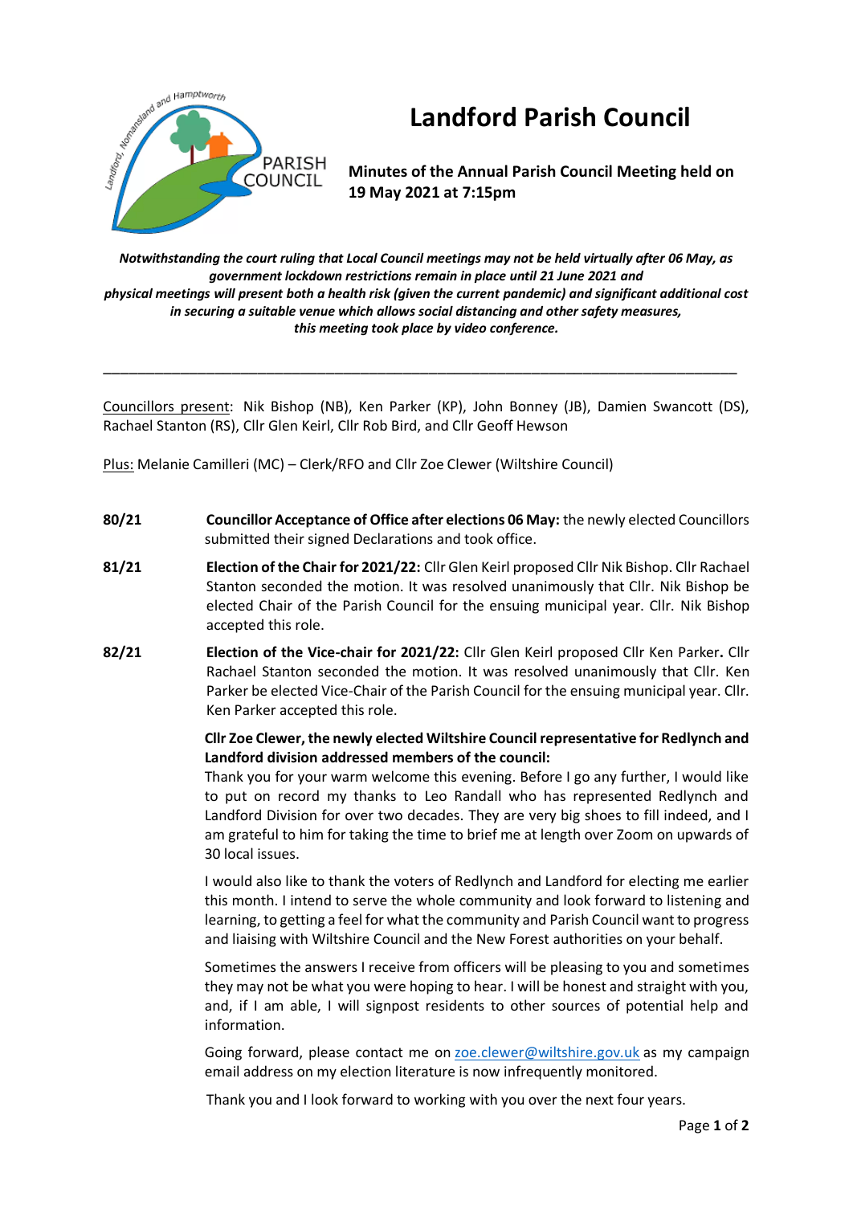# Landford Parish Council

**Minutes of the Annual Parish Council Meeting held on 19 May 2021 at 7:15pm**

***Notwithstanding the court ruling that Local Council meetings may not be held virtually after 06 May, as government lockdown restrictions remain in place until 21 June 2021 and physical meetings will present both a health risk (given the current pandemic) and significant additional cost in securing a suitable venue which allows social distancing and other safety measures, this meeting took place by video conference.***

---

Councillors present: Nik Bishop (NB), Ken Parker (KP), John Bonney (JB), Damien Swancott (DS), Rachael Stanton (RS), Cllr Glen Keirl, Cllr Rob Bird, and Cllr Geoff Hewson

Plus: Melanie Camilleri (MC) – Clerk/RFO and Cllr Zoe Clewer (Wiltshire Council)

**80/21** **Councillor Acceptance of Office after elections 06 May:** the newly elected Councillors submitted their signed Declarations and took office.

**81/21** **Election of the Chair for 2021/22:** Cllr Glen Keirl proposed Cllr Nik Bishop. Cllr Rachael Stanton seconded the motion. It was resolved unanimously that Cllr. Nik Bishop be elected Chair of the Parish Council for the ensuing municipal year. Cllr. Nik Bishop accepted this role.

**82/21** **Election of the Vice-chair for 2021/22:** Cllr Glen Keirl proposed Cllr Ken Parker**.** Cllr Rachael Stanton seconded the motion. It was resolved unanimously that Cllr. Ken Parker be elected Vice-Chair of the Parish Council for the ensuing municipal year. Cllr. Ken Parker accepted this role.

**Cllr Zoe Clewer, the newly elected Wiltshire Council representative for Redlynch and Landford division addressed members of the council:**

Thank you for your warm welcome this evening. Before I go any further, I would like to put on record my thanks to Leo Randall who has represented Redlynch and Landford Division for over two decades. They are very big shoes to fill indeed, and I am grateful to him for taking the time to brief me at length over Zoom on upwards of 30 local issues.

I would also like to thank the voters of Redlynch and Landford for electing me earlier this month. I intend to serve the whole community and look forward to listening and learning, to getting a feel for what the community and Parish Council want to progress and liaising with Wiltshire Council and the New Forest authorities on your behalf.

Sometimes the answers I receive from officers will be pleasing to you and sometimes they may not be what you were hoping to hear. I will be honest and straight with you, and, if I am able, I will signpost residents to other sources of potential help and information.

Going forward, please contact me on zoe.clewer@wiltshire.gov.uk as my campaign email address on my election literature is now infrequently monitored.

Thank you and I look forward to working with you over the next four years.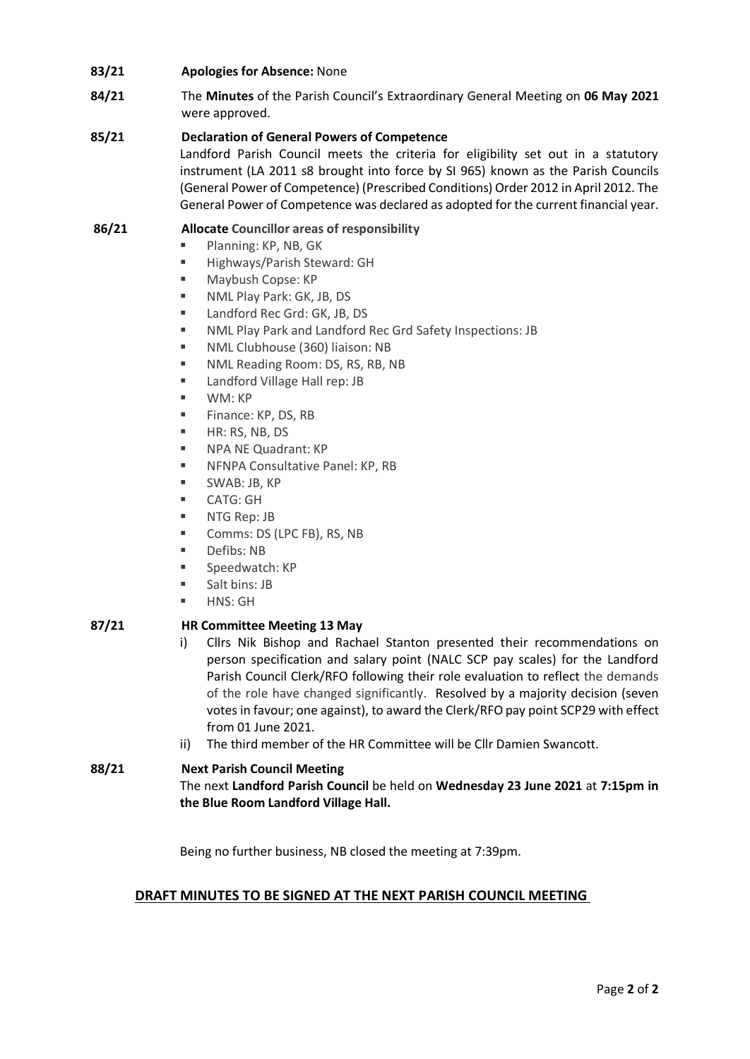**83/21** **Apologies for Absence:** None

**84/21** The **Minutes** of the Parish Council's Extraordinary General Meeting on **06 May 2021** were approved.

**85/21** **Declaration of General Powers of Competence**

Landford Parish Council meets the criteria for eligibility set out in a statutory instrument (LA 2011 s8 brought into force by SI 965) known as the Parish Councils (General Power of Competence) (Prescribed Conditions) Order 2012 in April 2012. The General Power of Competence was declared as adopted for the current financial year.

**86/21** **Allocate Councillor areas of responsibility**

- Planning: KP, NB, GK
- Highways/Parish Steward: GH
- Maybush Copse: KP
- NML Play Park: GK, JB, DS
- Landford Rec Grd: GK, JB, DS
- NML Play Park and Landford Rec Grd Safety Inspections: JB
- NML Clubhouse (360) liaison: NB
- NML Reading Room: DS, RS, RB, NB
- Landford Village Hall rep: JB
- WM: KP
- Finance: KP, DS, RB
- HR: RS, NB, DS
- NPA NE Quadrant: KP
- NFNPA Consultative Panel: KP, RB
- SWAB: JB, KP
- CATG: GH
- NTG Rep: JB
- Comms: DS (LPC FB), RS, NB
- Defibs: NB
- Speedwatch: KP
- Salt bins: JB
- HNS: GH

**87/21** **HR Committee Meeting 13 May**

i) Cllrs Nik Bishop and Rachael Stanton presented their recommendations on person specification and salary point (NALC SCP pay scales) for the Landford Parish Council Clerk/RFO following their role evaluation to reflect the demands of the role have changed significantly. Resolved by a majority decision (seven votes in favour; one against), to award the Clerk/RFO pay point SCP29 with effect from 01 June 2021.

ii) The third member of the HR Committee will be Cllr Damien Swancott.

**88/21** **Next Parish Council Meeting**

The next **Landford Parish Council** be held on **Wednesday 23 June 2021** at **7:15pm in the Blue Room Landford Village Hall.**

Being no further business, NB closed the meeting at 7:39pm.

**DRAFT MINUTES TO BE SIGNED AT THE NEXT PARISH COUNCIL MEETING**